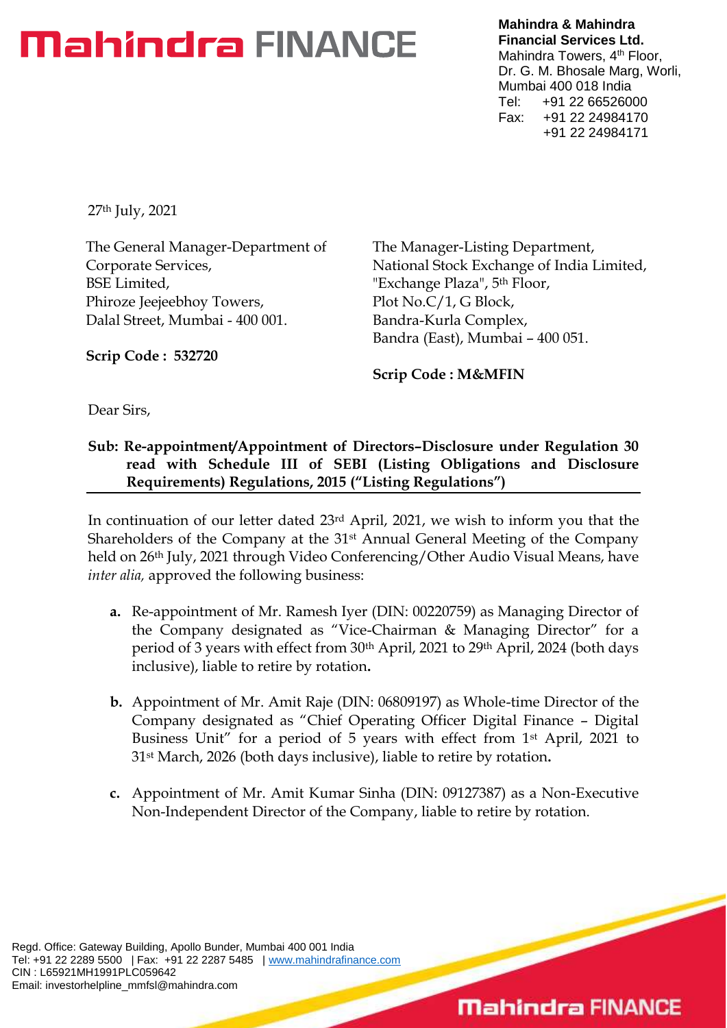# Mahindra FINANCE

**Mahindra & Mahindra Financial Services Ltd.**
Mahindra Towers, 4th Floor,
Dr. G. M. Bhosale Marg, Worli,
Mumbai 400 018 India
Tel: +91 22 66526000
Fax: +91 22 24984170
+91 22 24984171

27th July, 2021

The General Manager-Department of Corporate Services,
BSE Limited,
Phiroze Jeejeebhoy Towers,
Dalal Street, Mumbai - 400 001.

**Scrip Code : 532720**

The Manager-Listing Department,
National Stock Exchange of India Limited,
"Exchange Plaza", 5th Floor,
Plot No.C/1, G Block,
Bandra-Kurla Complex,
Bandra (East), Mumbai – 400 051.

**Scrip Code : M&MFIN**

Dear Sirs,

**Sub: Re-appointment/Appointment of Directors–Disclosure under Regulation 30 read with Schedule III of SEBI (Listing Obligations and Disclosure Requirements) Regulations, 2015 ("Listing Regulations")**

In continuation of our letter dated 23rd April, 2021, we wish to inform you that the Shareholders of the Company at the 31st Annual General Meeting of the Company held on 26th July, 2021 through Video Conferencing/Other Audio Visual Means, have *inter alia,* approved the following business:

**a.** Re-appointment of Mr. Ramesh Iyer (DIN: 00220759) as Managing Director of the Company designated as "Vice-Chairman & Managing Director" for a period of 3 years with effect from 30th April, 2021 to 29th April, 2024 (both days inclusive), liable to retire by rotation**.**

**b.** Appointment of Mr. Amit Raje (DIN: 06809197) as Whole-time Director of the Company designated as "Chief Operating Officer Digital Finance – Digital Business Unit" for a period of 5 years with effect from 1st April, 2021 to 31st March, 2026 (both days inclusive), liable to retire by rotation**.**

**c.** Appointment of Mr. Amit Kumar Sinha (DIN: 09127387) as a Non-Executive Non-Independent Director of the Company, liable to retire by rotation.

Regd. Office: Gateway Building, Apollo Bunder, Mumbai 400 001 India
Tel: +91 22 2289 5500 | Fax: +91 22 2287 5485 | www.mahindrafinance.com
CIN : L65921MH1991PLC059642
Email: investorhelpline_mmfsl@mahindra.com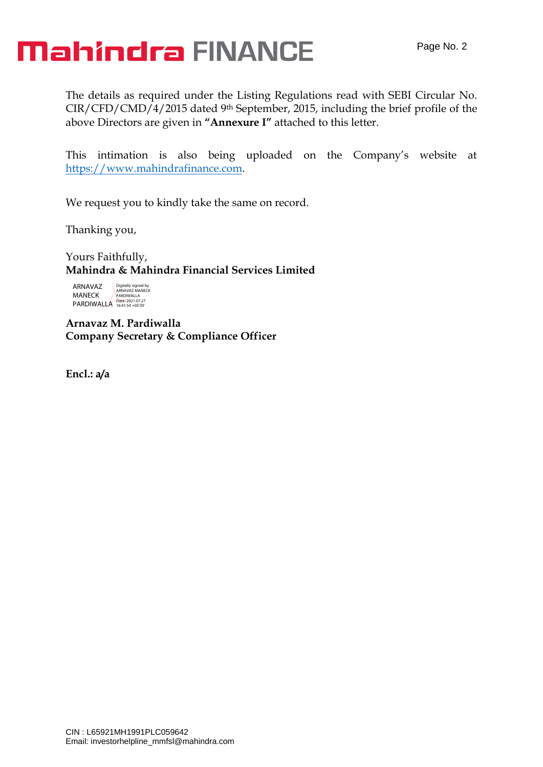The details as required under the Listing Regulations read with SEBI Circular No. CIR/CFD/CMD/4/2015 dated 9th September, 2015, including the brief profile of the above Directors are given in **"Annexure I"** attached to this letter.

This intimation is also being uploaded on the Company's website at https://www.mahindrafinance.com.

We request you to kindly take the same on record.

Thanking you,

Yours Faithfully,
**Mahindra & Mahindra Financial Services Limited**

ARNAVAZ MANECK PARDIWALLA
Digitally signed by ARNAVAZ MANECK PARDIWALLA
Date: 2021.07.27 16:41:54 +05'30'

**Arnavaz M. Pardiwalla**
**Company Secretary & Compliance Officer**

**Encl.: a/a**

CIN : L65921MH1991PLC059642
Email: investorhelpline_mmfsl@mahindra.com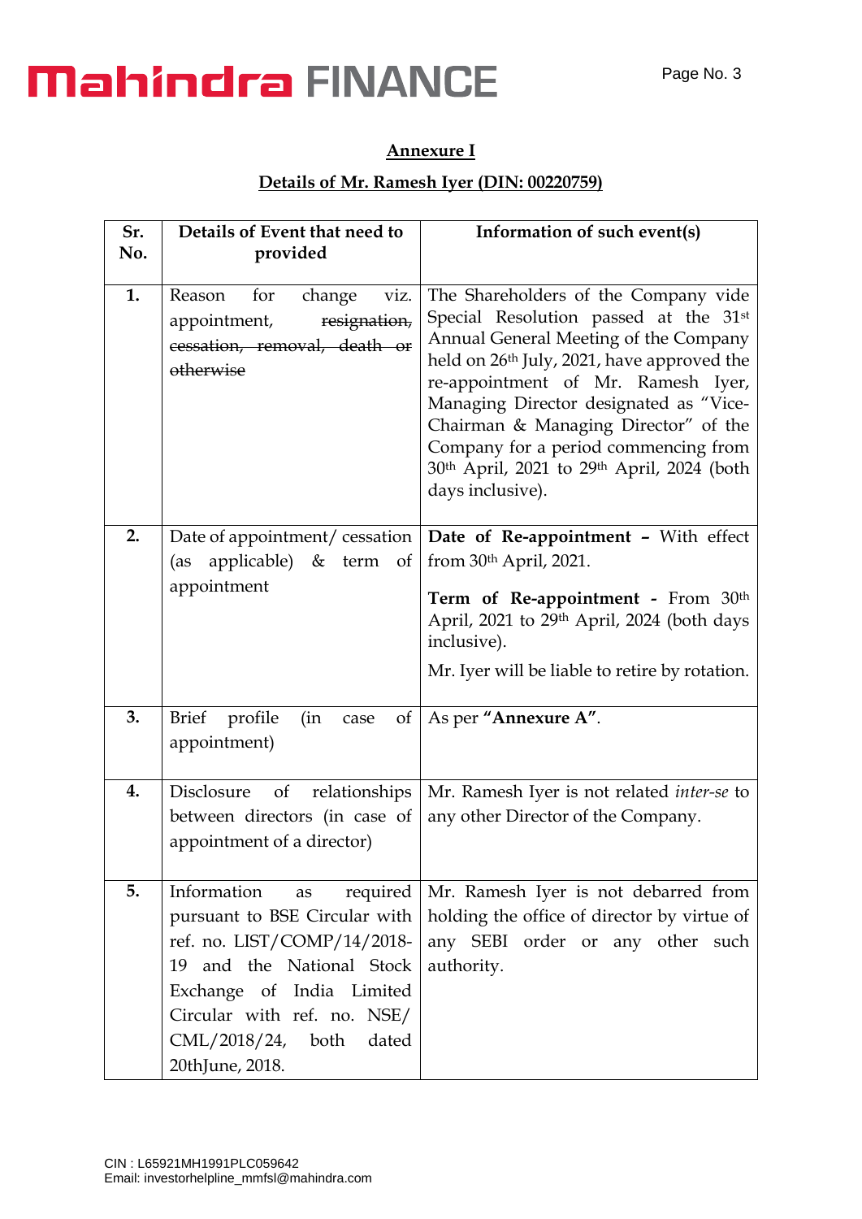## Annexure I

## Details of Mr. Ramesh Iyer (DIN: 00220759)

| Sr. No. | Details of Event that need to provided | Information of such event(s) |
|---|---|---|
| **1.** | Reason for change viz. appointment, ~~resignation, cessation, removal, death or otherwise~~ | The Shareholders of the Company vide Special Resolution passed at the 31st Annual General Meeting of the Company held on 26th July, 2021, have approved the re-appointment of Mr. Ramesh Iyer, Managing Director designated as "Vice-Chairman & Managing Director" of the Company for a period commencing from 30th April, 2021 to 29th April, 2024 (both days inclusive). |
| **2.** | Date of appointment/ cessation (as applicable) & term of appointment | **Date of Re-appointment –** With effect from 30th April, 2021. **Term of Re-appointment -** From 30th April, 2021 to 29th April, 2024 (both days inclusive). Mr. Iyer will be liable to retire by rotation. |
| **3.** | Brief profile (in case of appointment) | As per **"Annexure A"**. |
| **4.** | Disclosure of relationships between directors (in case of appointment of a director) | Mr. Ramesh Iyer is not related *inter-se* to any other Director of the Company. |
| **5.** | Information as required pursuant to BSE Circular with ref. no. LIST/COMP/14/2018-19 and the National Stock Exchange of India Limited Circular with ref. no. NSE/ CML/2018/24, both dated 20thJune, 2018. | Mr. Ramesh Iyer is not debarred from holding the office of director by virtue of any SEBI order or any other such authority. |

CIN : L65921MH1991PLC059642
Email: investorhelpline_mmfsl@mahindra.com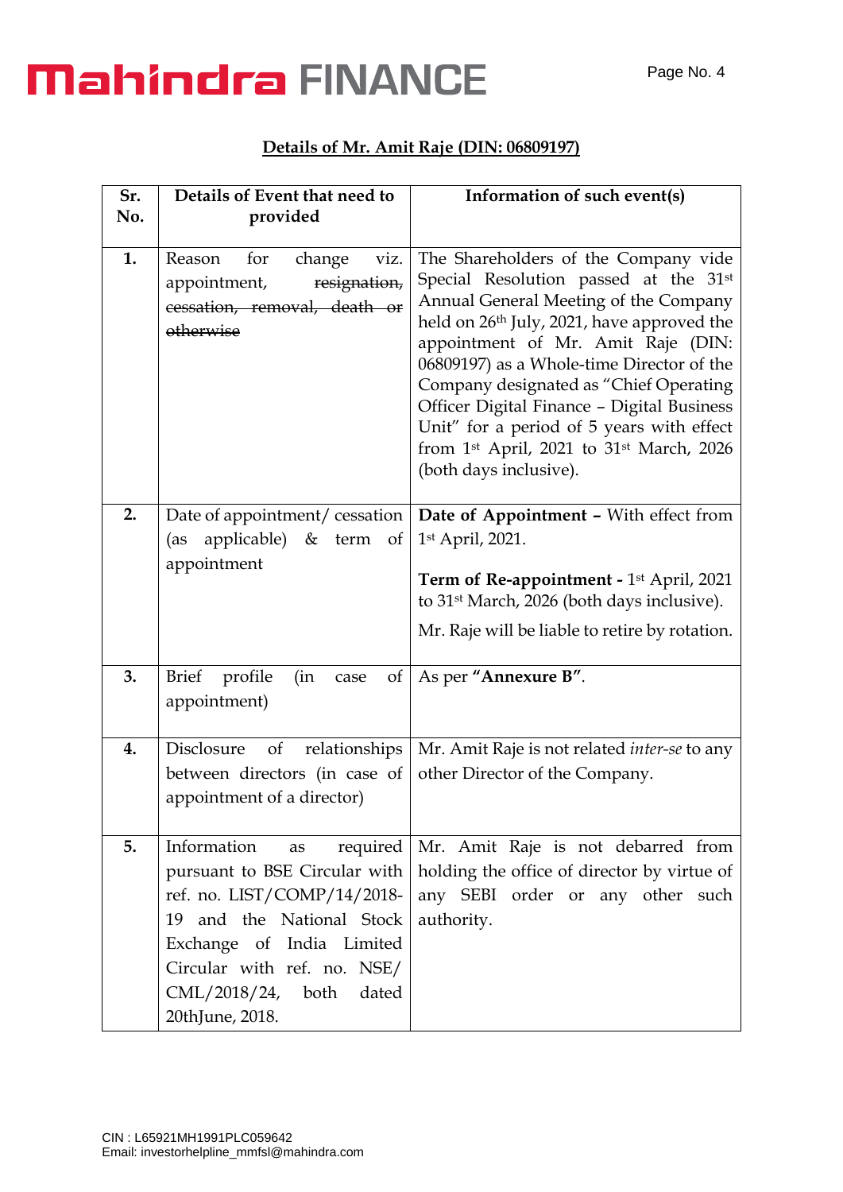## Details of Mr. Amit Raje (DIN: 06809197)

| Sr. No. | Details of Event that need to provided | Information of such event(s) |
|---|---|---|
| **1.** | Reason for change viz. appointment, ~~resignation, cessation, removal, death or otherwise~~ | The Shareholders of the Company vide Special Resolution passed at the 31st Annual General Meeting of the Company held on 26th July, 2021, have approved the appointment of Mr. Amit Raje (DIN: 06809197) as a Whole-time Director of the Company designated as "Chief Operating Officer Digital Finance – Digital Business Unit" for a period of 5 years with effect from 1st April, 2021 to 31st March, 2026 (both days inclusive). |
| **2.** | Date of appointment/ cessation (as applicable) & term of appointment | **Date of Appointment –** With effect from 1st April, 2021.<br><br>**Term of Re-appointment -** 1st April, 2021 to 31st March, 2026 (both days inclusive).<br><br>Mr. Raje will be liable to retire by rotation. |
| **3.** | Brief profile (in case of appointment) | As per **"Annexure B"**. |
| **4.** | Disclosure of relationships between directors (in case of appointment of a director) | Mr. Amit Raje is not related *inter-se* to any other Director of the Company. |
| **5.** | Information as required pursuant to BSE Circular with ref. no. LIST/COMP/14/2018-19 and the National Stock Exchange of India Limited Circular with ref. no. NSE/ CML/2018/24, both dated 20thJune, 2018. | Mr. Amit Raje is not debarred from holding the office of director by virtue of any SEBI order or any other such authority. |

CIN : L65921MH1991PLC059642
Email: investorhelpline_mmfsl@mahindra.com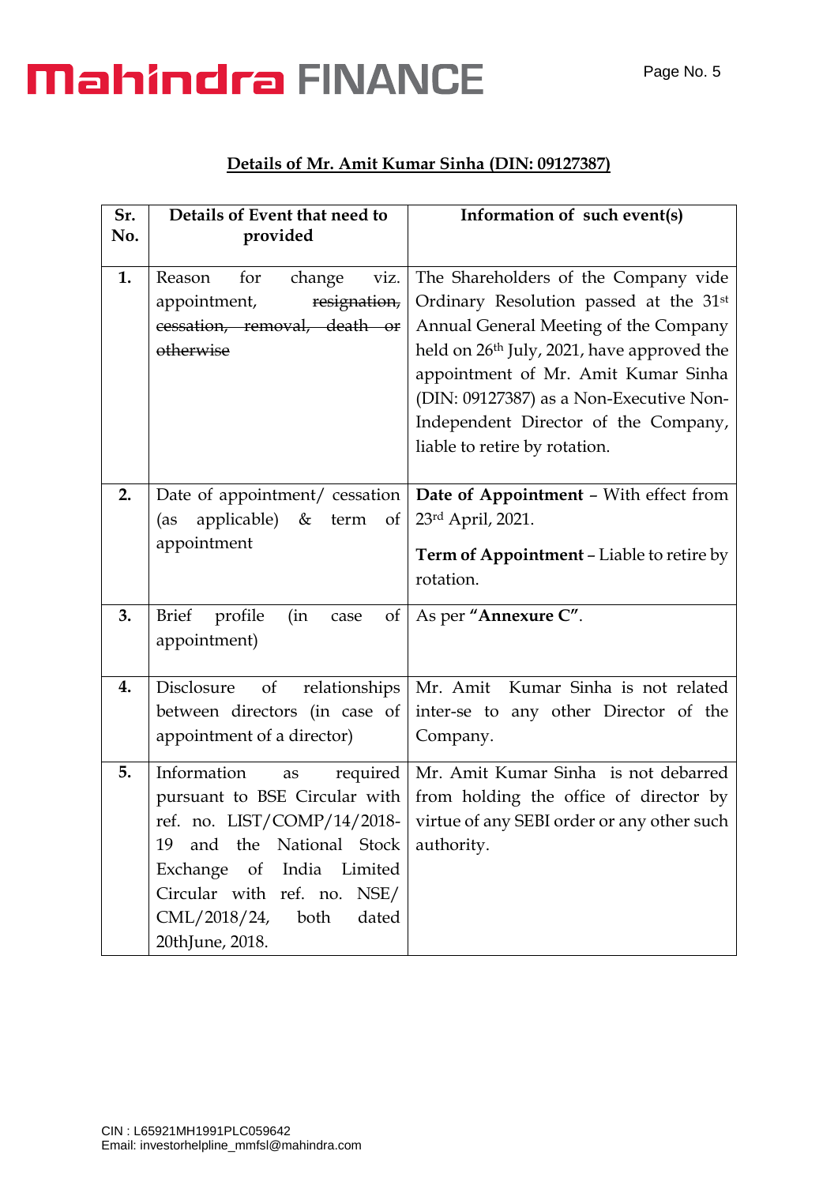**<u>Details of Mr. Amit Kumar Sinha (DIN: 09127387)</u>**

| Sr. No. | Details of Event that need to provided | Information of such event(s) |
|---|---|---|
| **1.** | Reason for change viz. appointment, ~~resignation, cessation, removal, death or otherwise~~ | The Shareholders of the Company vide Ordinary Resolution passed at the 31st Annual General Meeting of the Company held on 26th July, 2021, have approved the appointment of Mr. Amit Kumar Sinha (DIN: 09127387) as a Non-Executive Non-Independent Director of the Company, liable to retire by rotation. |
| **2.** | Date of appointment/ cessation (as applicable) & term of appointment | **Date of Appointment** – With effect from 23rd April, 2021.<br><br>**Term of Appointment** – Liable to retire by rotation. |
| **3.** | Brief profile (in case of appointment) | As per **"Annexure C"**. |
| **4.** | Disclosure of relationships between directors (in case of appointment of a director) | Mr. Amit Kumar Sinha is not related inter-se to any other Director of the Company. |
| **5.** | Information as required pursuant to BSE Circular with ref. no. LIST/COMP/14/2018-19 and the National Stock Exchange of India Limited Circular with ref. no. NSE/ CML/2018/24, both dated 20thJune, 2018. | Mr. Amit Kumar Sinha is not debarred from holding the office of director by virtue of any SEBI order or any other such authority. |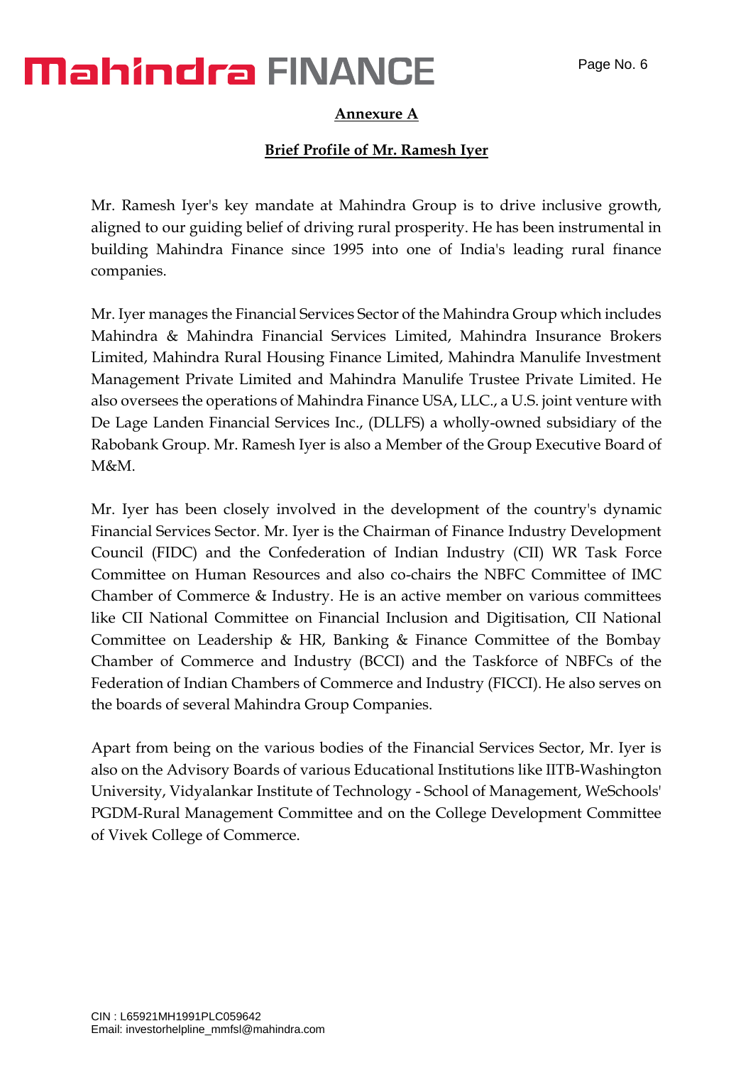## Annexure A

### Brief Profile of Mr. Ramesh Iyer

Mr. Ramesh Iyer's key mandate at Mahindra Group is to drive inclusive growth, aligned to our guiding belief of driving rural prosperity. He has been instrumental in building Mahindra Finance since 1995 into one of India's leading rural finance companies.

Mr. Iyer manages the Financial Services Sector of the Mahindra Group which includes Mahindra & Mahindra Financial Services Limited, Mahindra Insurance Brokers Limited, Mahindra Rural Housing Finance Limited, Mahindra Manulife Investment Management Private Limited and Mahindra Manulife Trustee Private Limited. He also oversees the operations of Mahindra Finance USA, LLC., a U.S. joint venture with De Lage Landen Financial Services Inc., (DLLFS) a wholly-owned subsidiary of the Rabobank Group. Mr. Ramesh Iyer is also a Member of the Group Executive Board of M&M.

Mr. Iyer has been closely involved in the development of the country's dynamic Financial Services Sector. Mr. Iyer is the Chairman of Finance Industry Development Council (FIDC) and the Confederation of Indian Industry (CII) WR Task Force Committee on Human Resources and also co-chairs the NBFC Committee of IMC Chamber of Commerce & Industry. He is an active member on various committees like CII National Committee on Financial Inclusion and Digitisation, CII National Committee on Leadership & HR, Banking & Finance Committee of the Bombay Chamber of Commerce and Industry (BCCI) and the Taskforce of NBFCs of the Federation of Indian Chambers of Commerce and Industry (FICCI). He also serves on the boards of several Mahindra Group Companies.

Apart from being on the various bodies of the Financial Services Sector, Mr. Iyer is also on the Advisory Boards of various Educational Institutions like IITB-Washington University, Vidyalankar Institute of Technology - School of Management, WeSchools' PGDM-Rural Management Committee and on the College Development Committee of Vivek College of Commerce.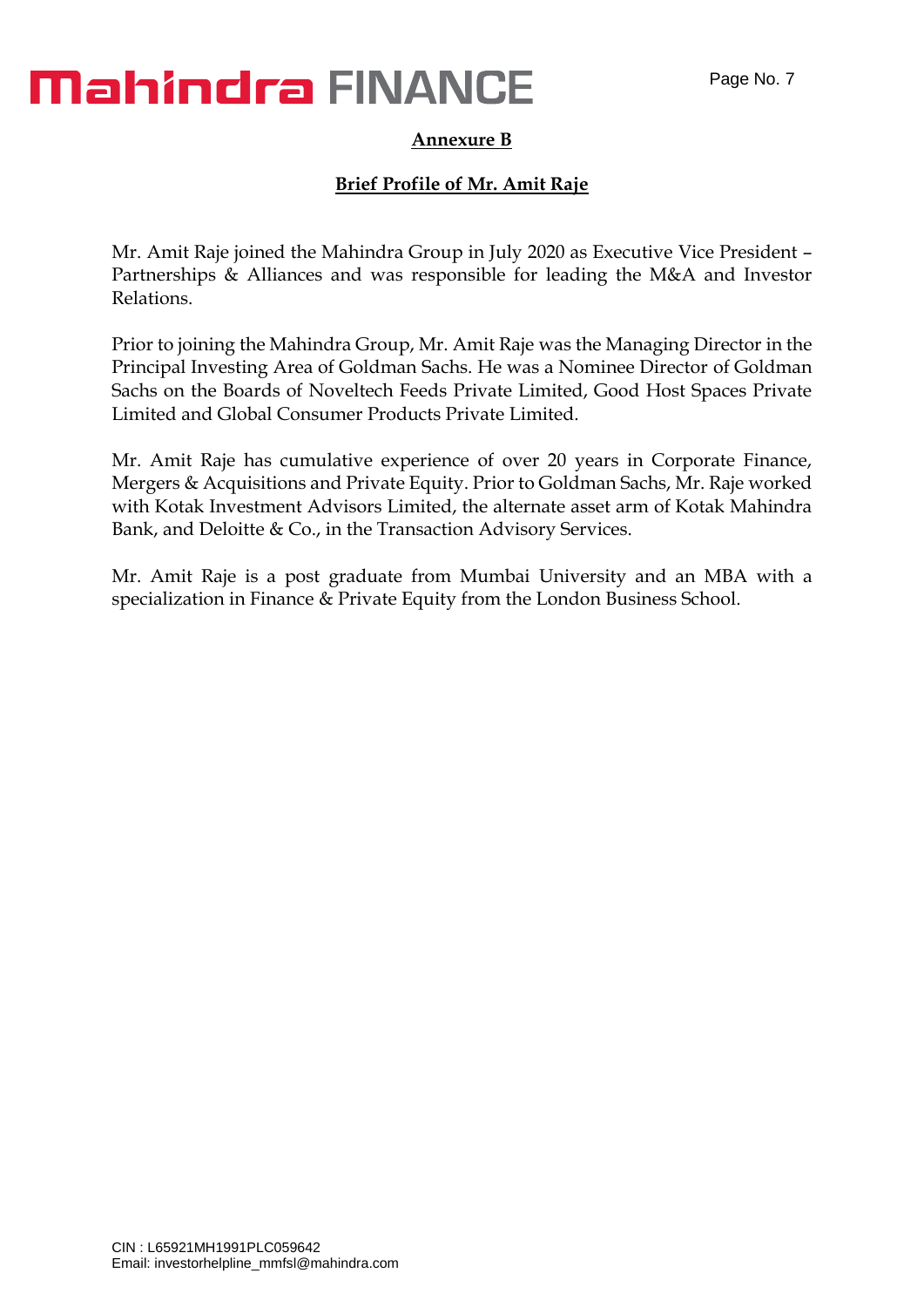## Annexure B

## Brief Profile of Mr. Amit Raje

Mr. Amit Raje joined the Mahindra Group in July 2020 as Executive Vice President – Partnerships & Alliances and was responsible for leading the M&A and Investor Relations.

Prior to joining the Mahindra Group, Mr. Amit Raje was the Managing Director in the Principal Investing Area of Goldman Sachs. He was a Nominee Director of Goldman Sachs on the Boards of Noveltech Feeds Private Limited, Good Host Spaces Private Limited and Global Consumer Products Private Limited.

Mr. Amit Raje has cumulative experience of over 20 years in Corporate Finance, Mergers & Acquisitions and Private Equity. Prior to Goldman Sachs, Mr. Raje worked with Kotak Investment Advisors Limited, the alternate asset arm of Kotak Mahindra Bank, and Deloitte & Co., in the Transaction Advisory Services.

Mr. Amit Raje is a post graduate from Mumbai University and an MBA with a specialization in Finance & Private Equity from the London Business School.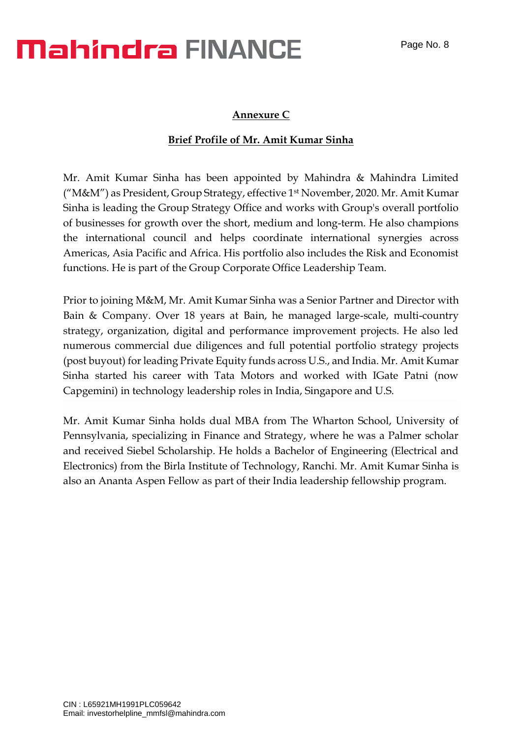## Annexure C

## Brief Profile of Mr. Amit Kumar Sinha

Mr. Amit Kumar Sinha has been appointed by Mahindra & Mahindra Limited ("M&M") as President, Group Strategy, effective 1st November, 2020. Mr. Amit Kumar Sinha is leading the Group Strategy Office and works with Group's overall portfolio of businesses for growth over the short, medium and long-term. He also champions the international council and helps coordinate international synergies across Americas, Asia Pacific and Africa. His portfolio also includes the Risk and Economist functions. He is part of the Group Corporate Office Leadership Team.

Prior to joining M&M, Mr. Amit Kumar Sinha was a Senior Partner and Director with Bain & Company. Over 18 years at Bain, he managed large-scale, multi-country strategy, organization, digital and performance improvement projects. He also led numerous commercial due diligences and full potential portfolio strategy projects (post buyout) for leading Private Equity funds across U.S., and India. Mr. Amit Kumar Sinha started his career with Tata Motors and worked with IGate Patni (now Capgemini) in technology leadership roles in India, Singapore and U.S.

Mr. Amit Kumar Sinha holds dual MBA from The Wharton School, University of Pennsylvania, specializing in Finance and Strategy, where he was a Palmer scholar and received Siebel Scholarship. He holds a Bachelor of Engineering (Electrical and Electronics) from the Birla Institute of Technology, Ranchi. Mr. Amit Kumar Sinha is also an Ananta Aspen Fellow as part of their India leadership fellowship program.